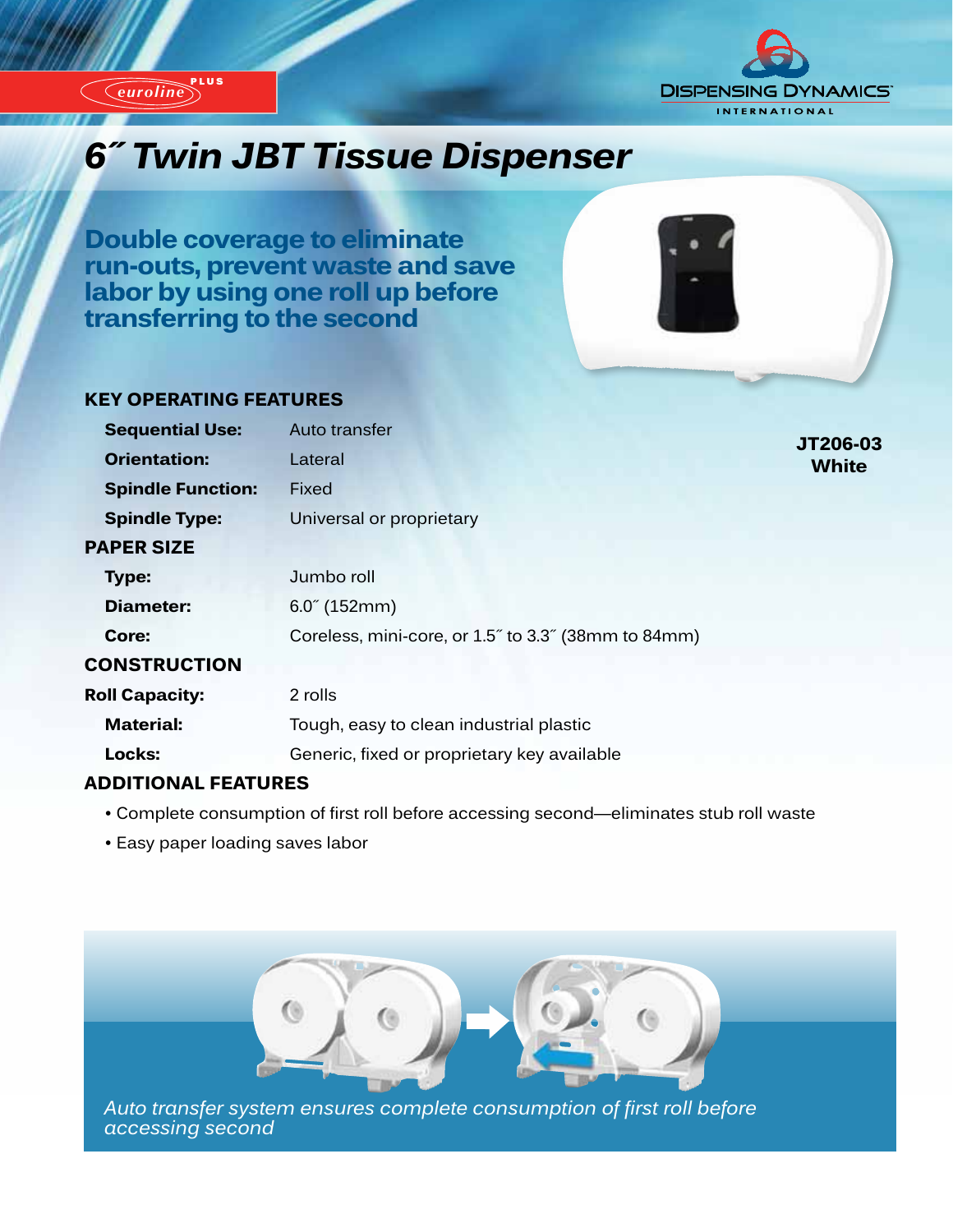euroline PLUS

DISPENSING DYNAMICS INTERNATIONAL

# 6″ Twin JBT Tissue Dispenser

## Double coverage to eliminate run-outs, prevent waste and save labor by using one roll up before transferring to the second

**JT206-03**
**White**

### KEY OPERATING FEATURES

| | |
|---|---|
| **Sequential Use:** | Auto transfer |
| **Orientation:** | Lateral |
| **Spindle Function:** | Fixed |
| **Spindle Type:** | Universal or proprietary |

### PAPER SIZE

| | |
|---|---|
| **Type:** | Jumbo roll |
| **Diameter:** | 6.0″ (152mm) |
| **Core:** | Coreless, mini-core, or 1.5″ to 3.3″ (38mm to 84mm) |

### CONSTRUCTION

| | |
|---|---|
| **Roll Capacity:** | 2 rolls |
| **Material:** | Tough, easy to clean industrial plastic |
| **Locks:** | Generic, fixed or proprietary key available |

### ADDITIONAL FEATURES

- Complete consumption of first roll before accessing second—eliminates stub roll waste
- Easy paper loading saves labor

*Auto transfer system ensures complete consumption of first roll before accessing second*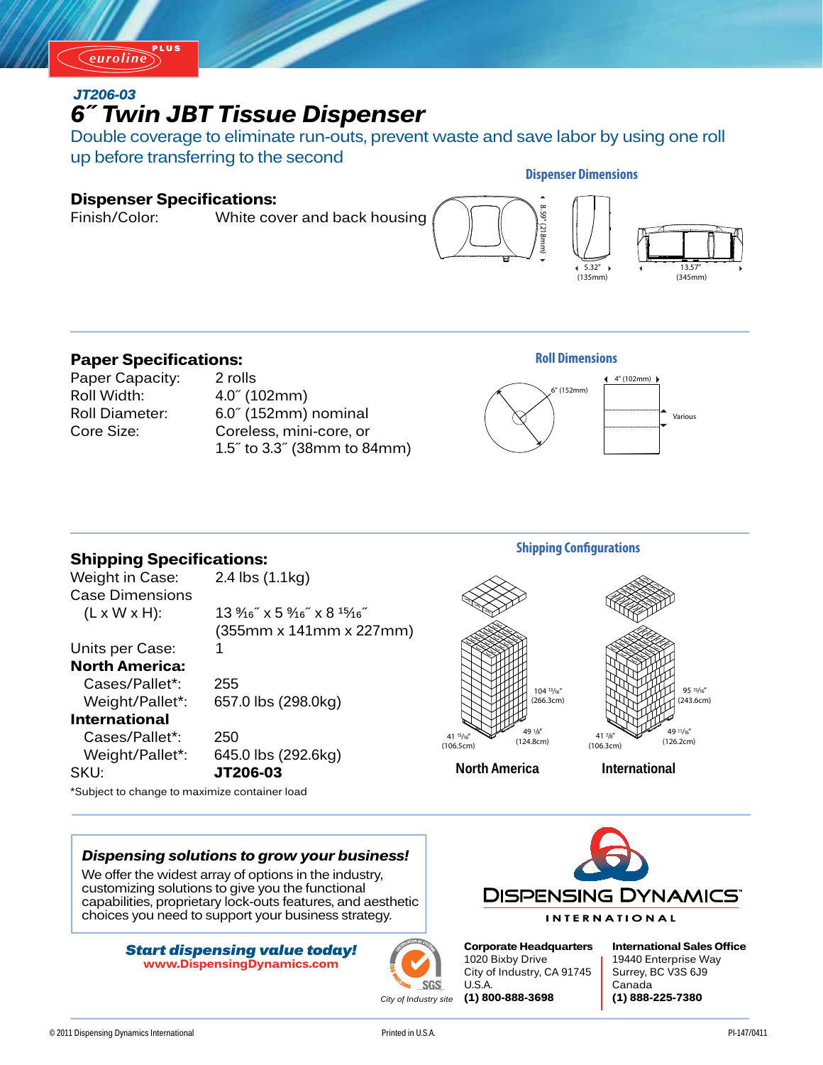euroline PLUS

*JT206-03*

# *6˝ Twin JBT Tissue Dispenser*

Double coverage to eliminate run-outs, prevent waste and save labor by using one roll up before transferring to the second

## Dispenser Specifications:

| | |
|---|---|
| Finish/Color: | White cover and back housing |

**Dispenser Dimensions**

8.59" (218mm)

5.32" (135mm)

13.57" (345mm)

## Paper Specifications:

| | |
|---|---|
| Paper Capacity: | 2 rolls |
| Roll Width: | 4.0˝ (102mm) |
| Roll Diameter: | 6.0˝ (152mm) nominal |
| Core Size: | Coreless, mini-core, or 1.5˝ to 3.3˝ (38mm to 84mm) |

**Roll Dimensions**

6" (152mm)

4" (102mm)

Various

## Shipping Specifications:

| | |
|---|---|
| Weight in Case: | 2.4 lbs (1.1kg) |
| Case Dimensions (L x W x H): | 13 9/16˝ x 5 9/16˝ x 8 15/16˝ (355mm x 141mm x 227mm) |
| Units per Case: | 1 |
| **North America:** | |
| Cases/Pallet*: | 255 |
| Weight/Pallet*: | 657.0 lbs (298.0kg) |
| **International** | |
| Cases/Pallet*: | 250 |
| Weight/Pallet*: | 645.0 lbs (292.6kg) |
| SKU: | **JT206-03** |

*Subject to change to maximize container load

**Shipping Configurations**

North America

104 13/16" (266.3cm)

49 1/8" (124.8cm)

41 15/16" (106.5cm)

International

95 15/16" (243.6cm)

49 11/16" (126.2cm)

41 7/8" (106.3cm)

***Dispensing solutions to grow your business!***

We offer the widest array of options in the industry, customizing solutions to give you the functional capabilities, proprietary lock-outs features, and aesthetic choices you need to support your business strategy.

***Start dispensing value today!***
**www.DispensingDynamics.com**

ISO 9001:2008 SGS

*City of Industry site*

DISPENSING DYNAMICS™
INTERNATIONAL

**Corporate Headquarters**
1020 Bixby Drive
City of Industry, CA 91745
U.S.A.
**(1) 800-888-3698**

**International Sales Office**
19440 Enterprise Way
Surrey, BC V3S 6J9
Canada
**(1) 888-225-7380**

© 2011 Dispensing Dynamics International    Printed in U.S.A.    PI-147/0411